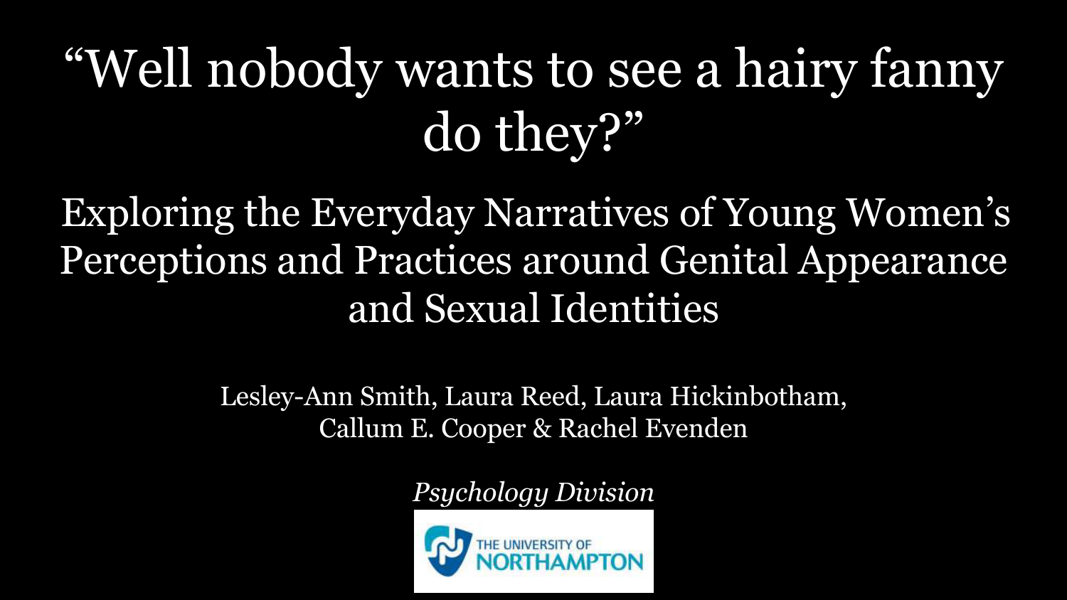# "Well nobody wants to see a hairy fanny do they?"

## Exploring the Everyday Narratives of Young Women's Perceptions and Practices around Genital Appearance and Sexual Identities

Lesley-Ann Smith, Laura Reed, Laura Hickinbotham, Callum E. Cooper & Rachel Evenden

*Psychology Division*

THE UNIVERSITY OF NORTHAMPTON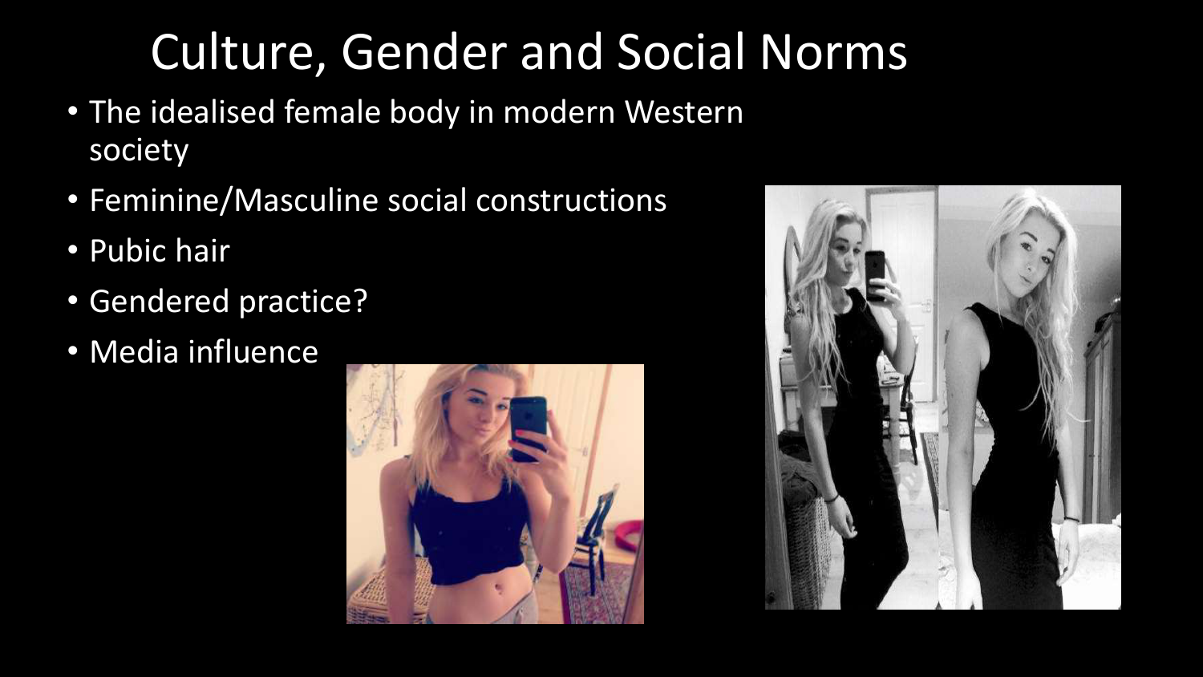# Culture, Gender and Social Norms

- The idealised female body in modern Western society
- Feminine/Masculine social constructions
- Pubic hair
- Gendered practice?
- Media influence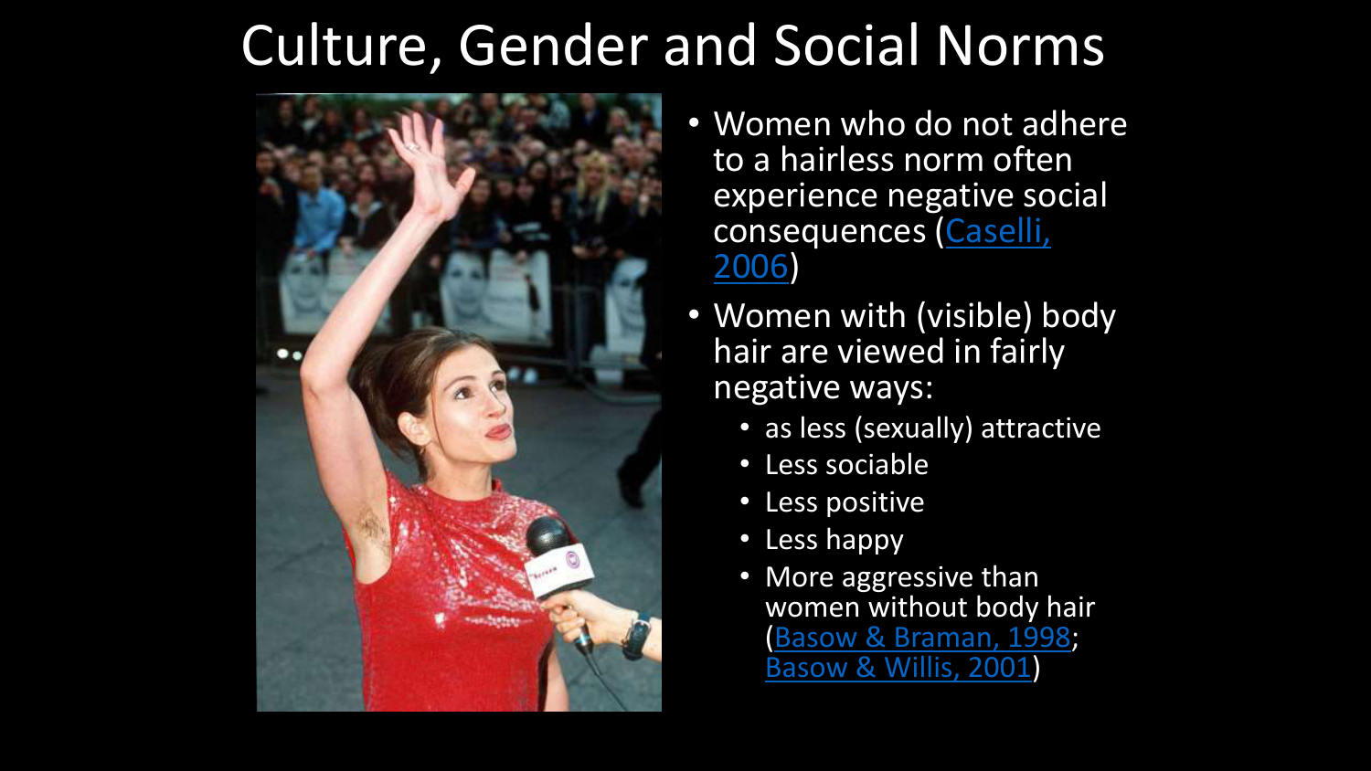# Culture, Gender and Social Norms

- Women who do not adhere to a hairless norm often experience negative social consequences (Caselli, 2006)
- Women with (visible) body hair are viewed in fairly negative ways:
  - as less (sexually) attractive
  - Less sociable
  - Less positive
  - Less happy
  - More aggressive than women without body hair (Basow & Braman, 1998; Basow & Willis, 2001)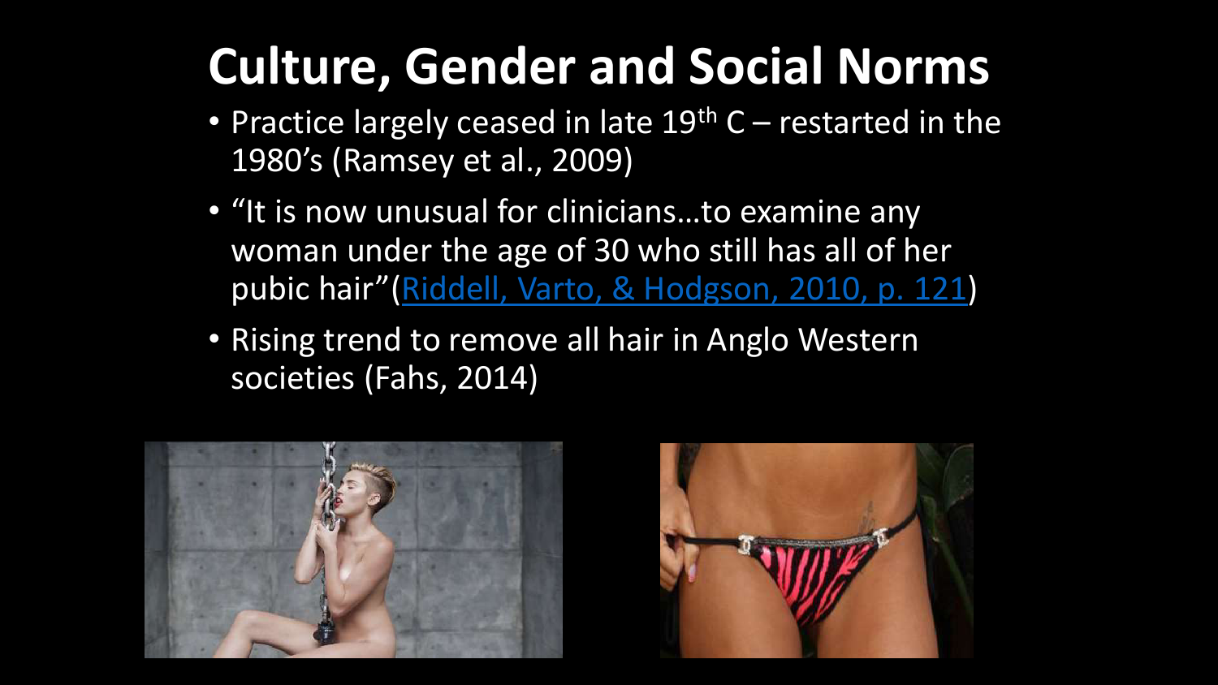# Culture, Gender and Social Norms

- Practice largely ceased in late 19th C – restarted in the 1980's (Ramsey et al., 2009)
- "It is now unusual for clinicians…to examine any woman under the age of 30 who still has all of her pubic hair"(Riddell, Varto, & Hodgson, 2010, p. 121)
- Rising trend to remove all hair in Anglo Western societies (Fahs, 2014)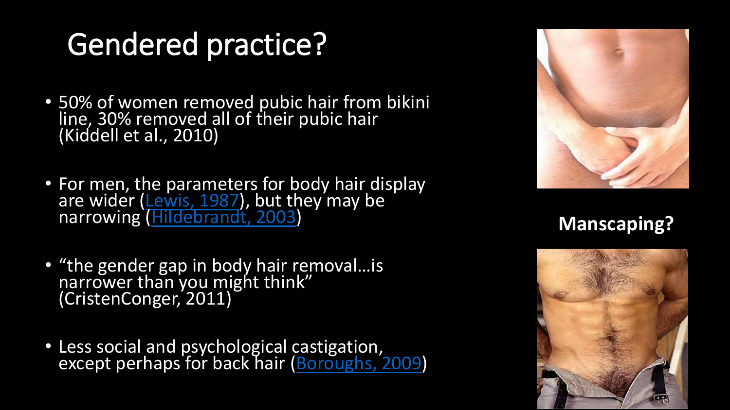# Gendered practice?

- 50% of women removed pubic hair from bikini line, 30% removed all of their pubic hair (Kiddell et al., 2010)

- For men, the parameters for body hair display are wider (Lewis, 1987), but they may be narrowing (Hildebrandt, 2003)

- "the gender gap in body hair removal…is narrower than you might think" (CristenConger, 2011)

- Less social and psychological castigation, except perhaps for back hair (Boroughs, 2009)

**Manscaping?**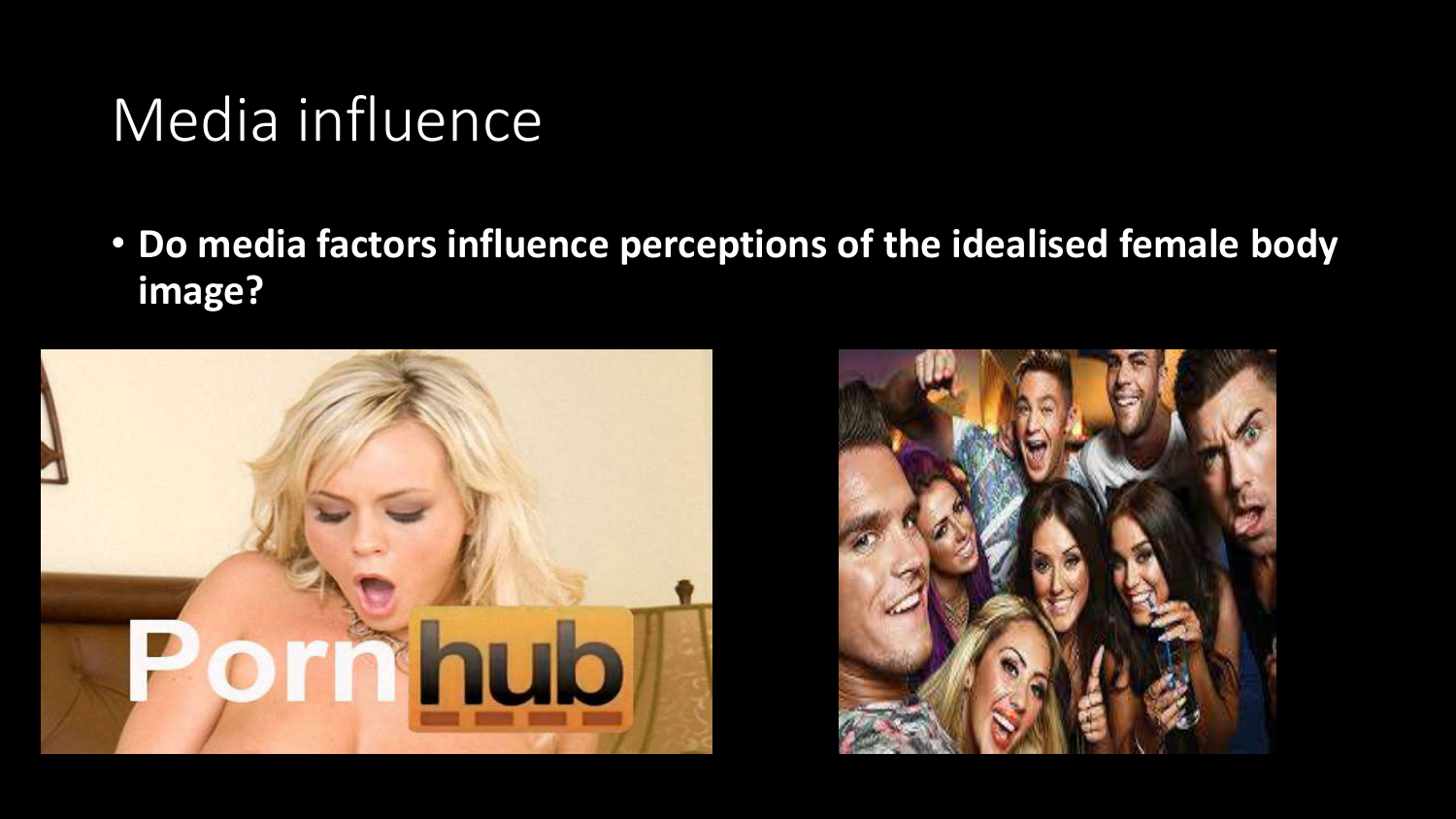# Media influence

- **Do media factors influence perceptions of the idealised female body image?**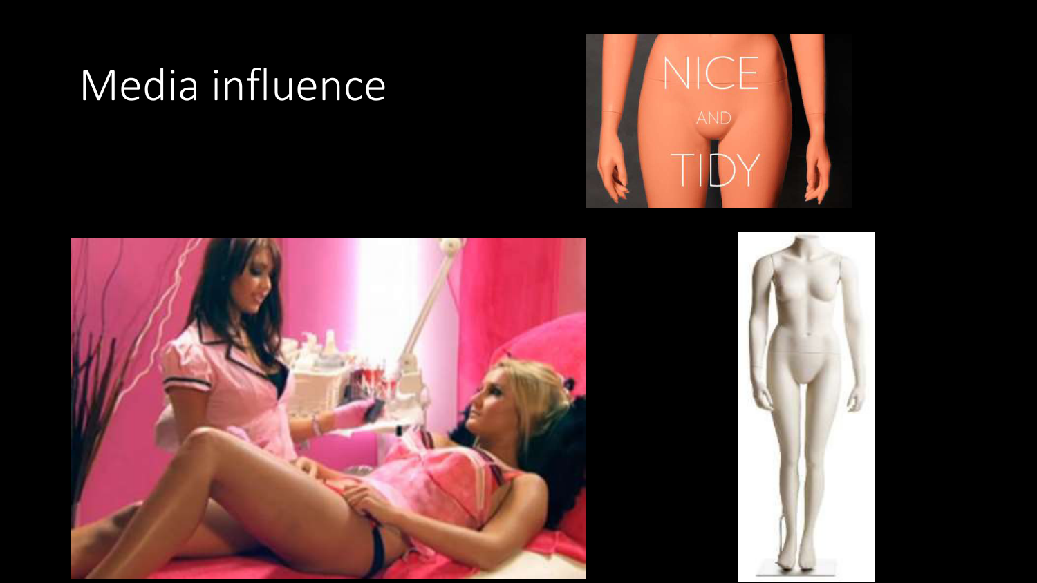# Media influence

NICE AND TIDY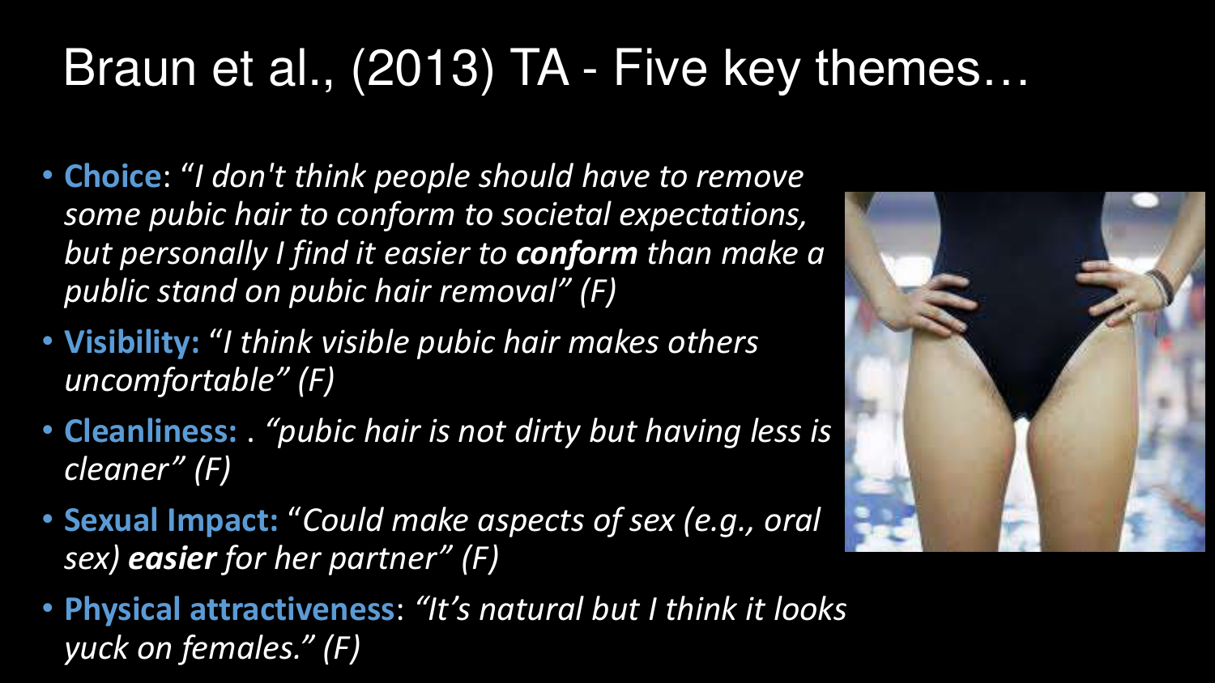# Braun et al., (2013) TA - Five key themes…

- **Choice**: *"I don't think people should have to remove some pubic hair to conform to societal expectations, but personally I find it easier to* ***conform*** *than make a public stand on pubic hair removal" (F)*
- **Visibility:** *"I think visible pubic hair makes others uncomfortable" (F)*
- **Cleanliness:** . *"pubic hair is not dirty but having less is cleaner" (F)*
- **Sexual Impact:** *"Could make aspects of sex (e.g., oral sex)* ***easier*** *for her partner" (F)*
- **Physical attractiveness**: *"It's natural but I think it looks yuck on females." (F)*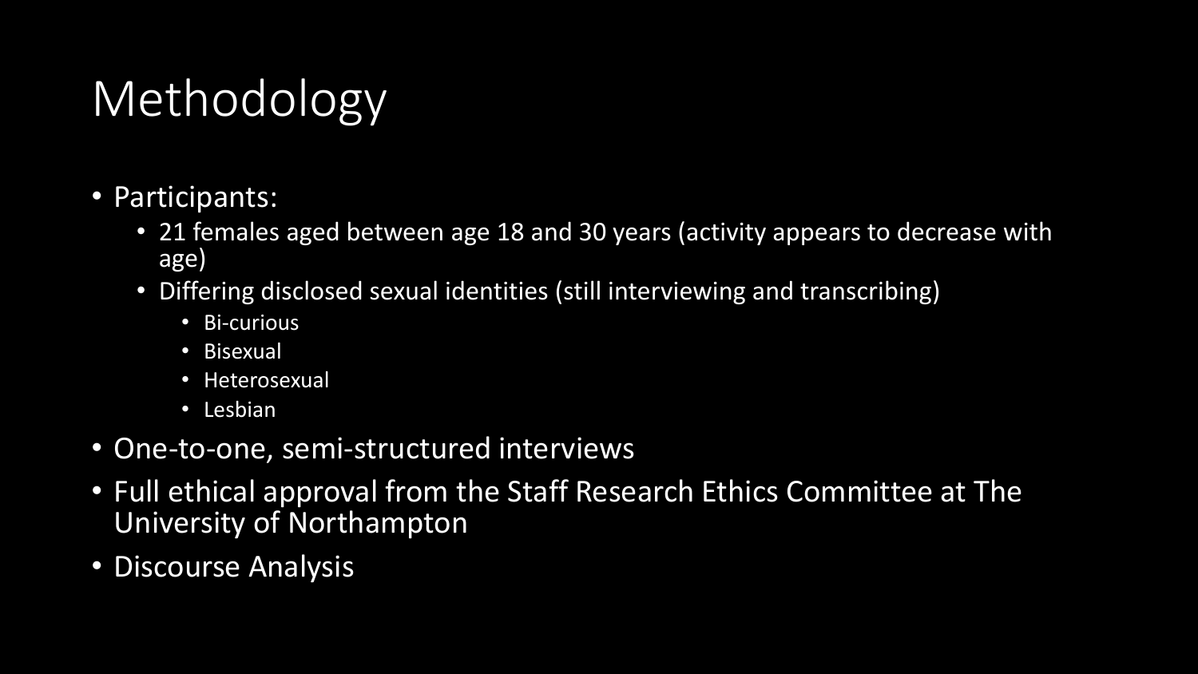# Methodology

- Participants:
  - 21 females aged between age 18 and 30 years (activity appears to decrease with age)
  - Differing disclosed sexual identities (still interviewing and transcribing)
    - Bi-curious
    - Bisexual
    - Heterosexual
    - Lesbian
- One-to-one, semi-structured interviews
- Full ethical approval from the Staff Research Ethics Committee at The University of Northampton
- Discourse Analysis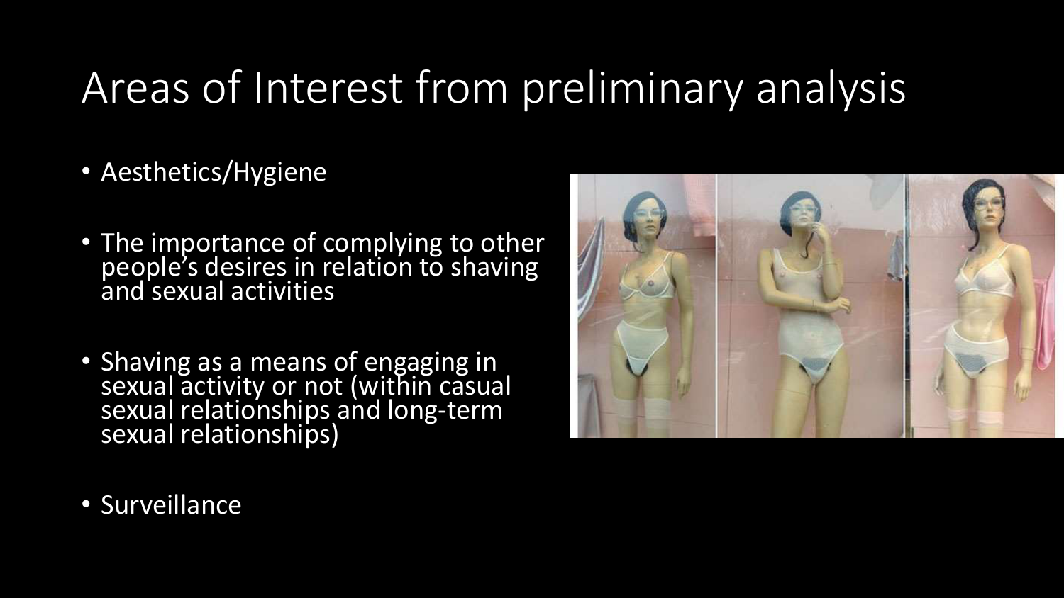# Areas of Interest from preliminary analysis

- Aesthetics/Hygiene
- The importance of complying to other people's desires in relation to shaving and sexual activities
- Shaving as a means of engaging in sexual activity or not (within casual sexual relationships and long-term sexual relationships)
- Surveillance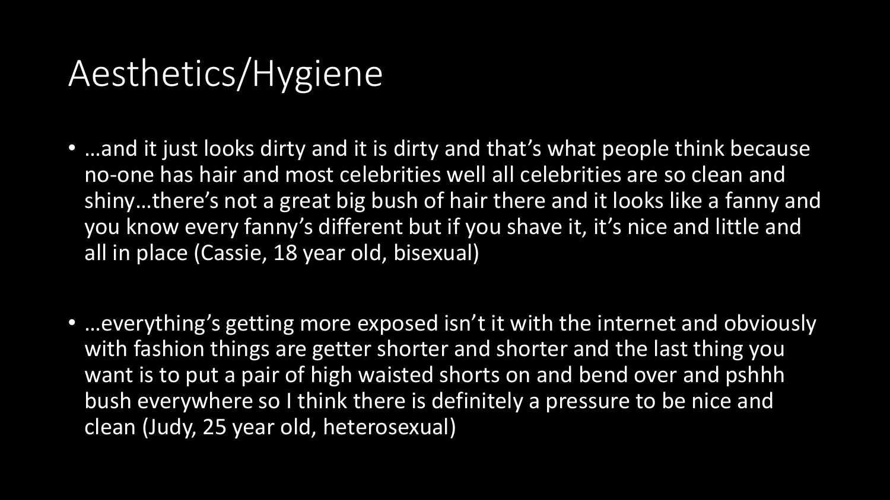# Aesthetics/Hygiene

- …and it just looks dirty and it is dirty and that's what people think because no-one has hair and most celebrities well all celebrities are so clean and shiny…there's not a great big bush of hair there and it looks like a fanny and you know every fanny's different but if you shave it, it's nice and little and all in place (Cassie, 18 year old, bisexual)

- …everything's getting more exposed isn't it with the internet and obviously with fashion things are getter shorter and shorter and the last thing you want is to put a pair of high waisted shorts on and bend over and pshhh bush everywhere so I think there is definitely a pressure to be nice and clean (Judy, 25 year old, heterosexual)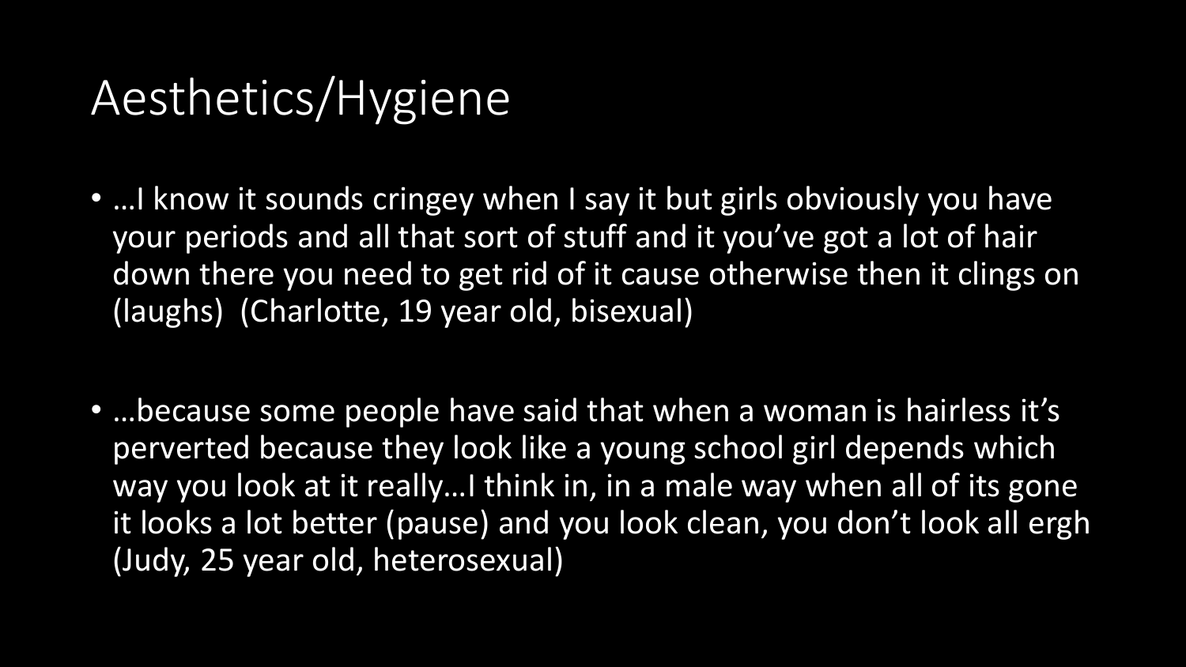# Aesthetics/Hygiene

- …I know it sounds cringey when I say it but girls obviously you have your periods and all that sort of stuff and it you've got a lot of hair down there you need to get rid of it cause otherwise then it clings on (laughs) (Charlotte, 19 year old, bisexual)

- …because some people have said that when a woman is hairless it's perverted because they look like a young school girl depends which way you look at it really…I think in, in a male way when all of its gone it looks a lot better (pause) and you look clean, you don't look all ergh (Judy, 25 year old, heterosexual)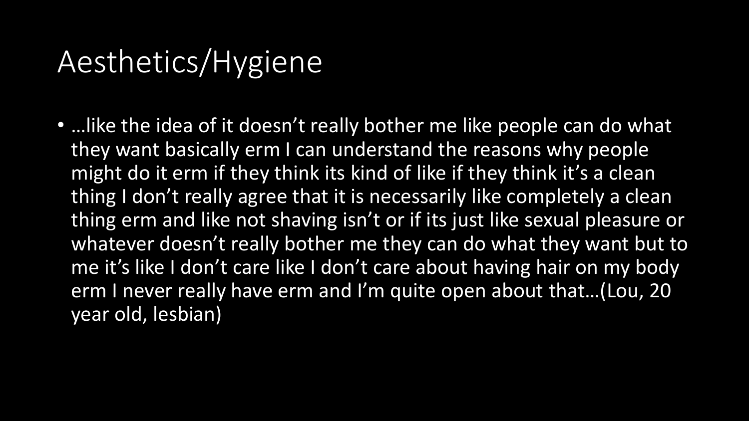# Aesthetics/Hygiene

- …like the idea of it doesn't really bother me like people can do what they want basically erm I can understand the reasons why people might do it erm if they think its kind of like if they think it's a clean thing I don't really agree that it is necessarily like completely a clean thing erm and like not shaving isn't or if its just like sexual pleasure or whatever doesn't really bother me they can do what they want but to me it's like I don't care like I don't care about having hair on my body erm I never really have erm and I'm quite open about that…(Lou, 20 year old, lesbian)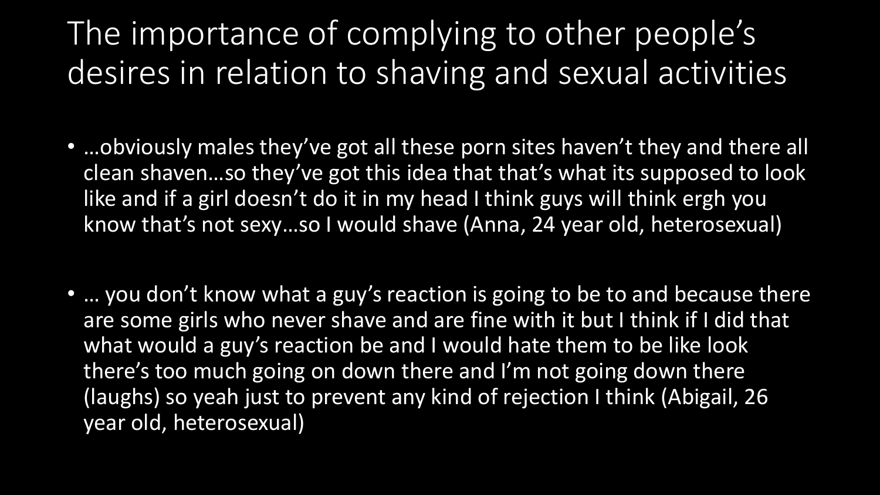# The importance of complying to other people's desires in relation to shaving and sexual activities

- …obviously males they've got all these porn sites haven't they and there all clean shaven…so they've got this idea that that's what its supposed to look like and if a girl doesn't do it in my head I think guys will think ergh you know that's not sexy…so I would shave (Anna, 24 year old, heterosexual)

- … you don't know what a guy's reaction is going to be to and because there are some girls who never shave and are fine with it but I think if I did that what would a guy's reaction be and I would hate them to be like look there's too much going on down there and I'm not going down there (laughs) so yeah just to prevent any kind of rejection I think (Abigail, 26 year old, heterosexual)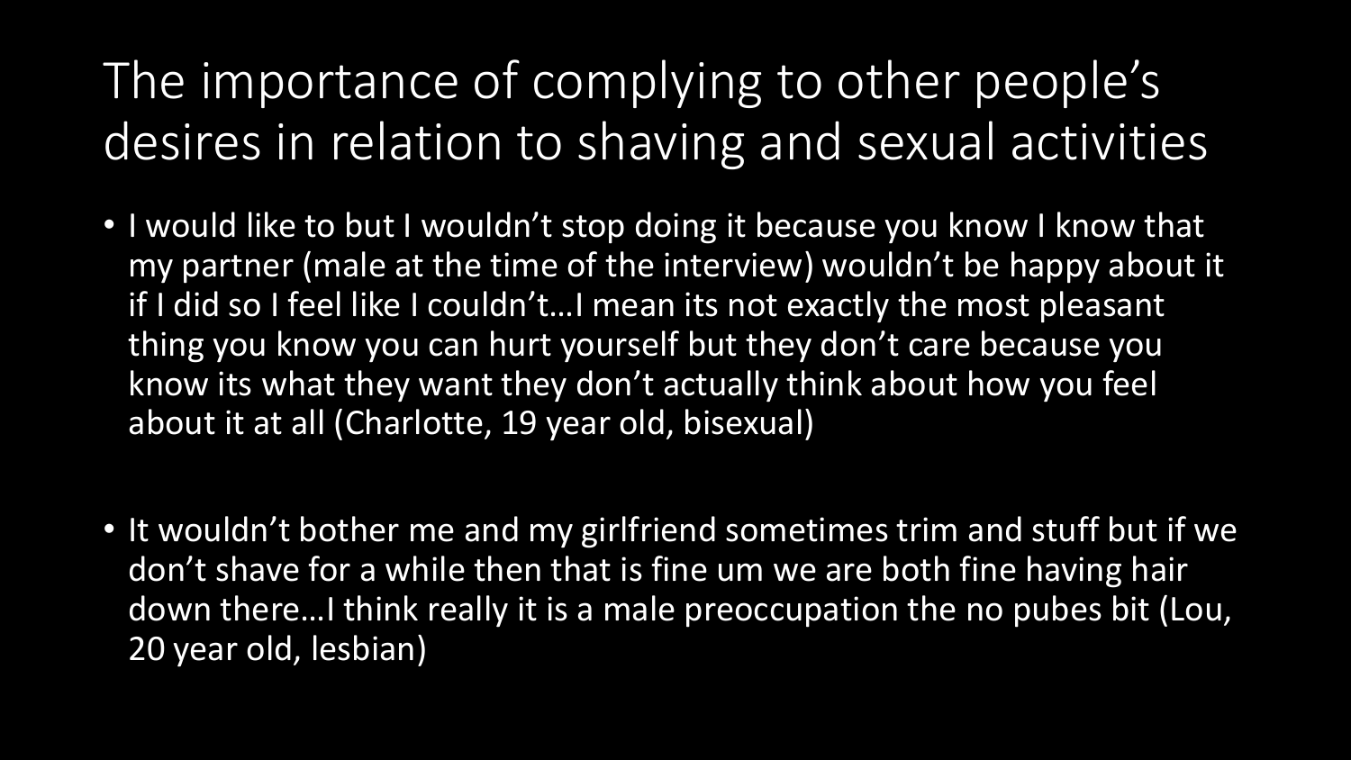# The importance of complying to other people's desires in relation to shaving and sexual activities

- I would like to but I wouldn't stop doing it because you know I know that my partner (male at the time of the interview) wouldn't be happy about it if I did so I feel like I couldn't…I mean its not exactly the most pleasant thing you know you can hurt yourself but they don't care because you know its what they want they don't actually think about how you feel about it at all (Charlotte, 19 year old, bisexual)

- It wouldn't bother me and my girlfriend sometimes trim and stuff but if we don't shave for a while then that is fine um we are both fine having hair down there…I think really it is a male preoccupation the no pubes bit (Lou, 20 year old, lesbian)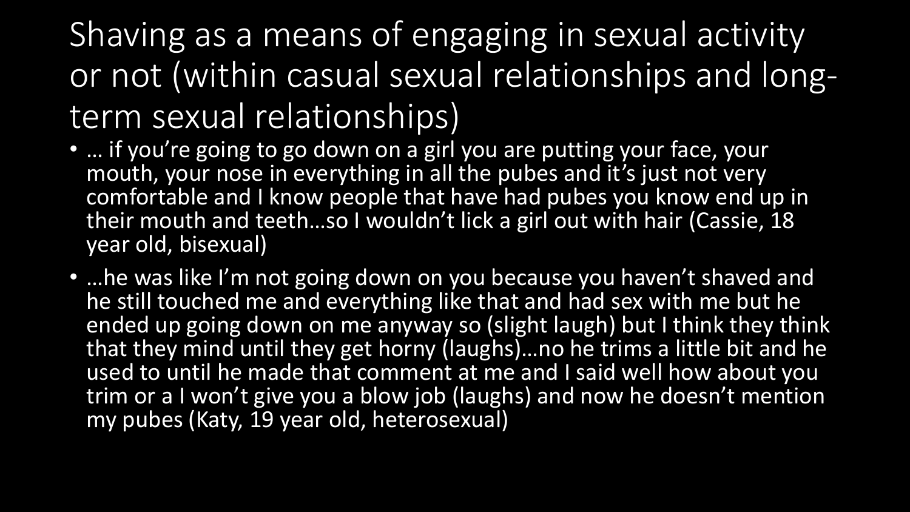# Shaving as a means of engaging in sexual activity or not (within casual sexual relationships and long-term sexual relationships)

- … if you're going to go down on a girl you are putting your face, your mouth, your nose in everything in all the pubes and it's just not very comfortable and I know people that have had pubes you know end up in their mouth and teeth…so I wouldn't lick a girl out with hair (Cassie, 18 year old, bisexual)
- …he was like I'm not going down on you because you haven't shaved and he still touched me and everything like that and had sex with me but he ended up going down on me anyway so (slight laugh) but I think they think that they mind until they get horny (laughs)…no he trims a little bit and he used to until he made that comment at me and I said well how about you trim or a I won't give you a blow job (laughs) and now he doesn't mention my pubes (Katy, 19 year old, heterosexual)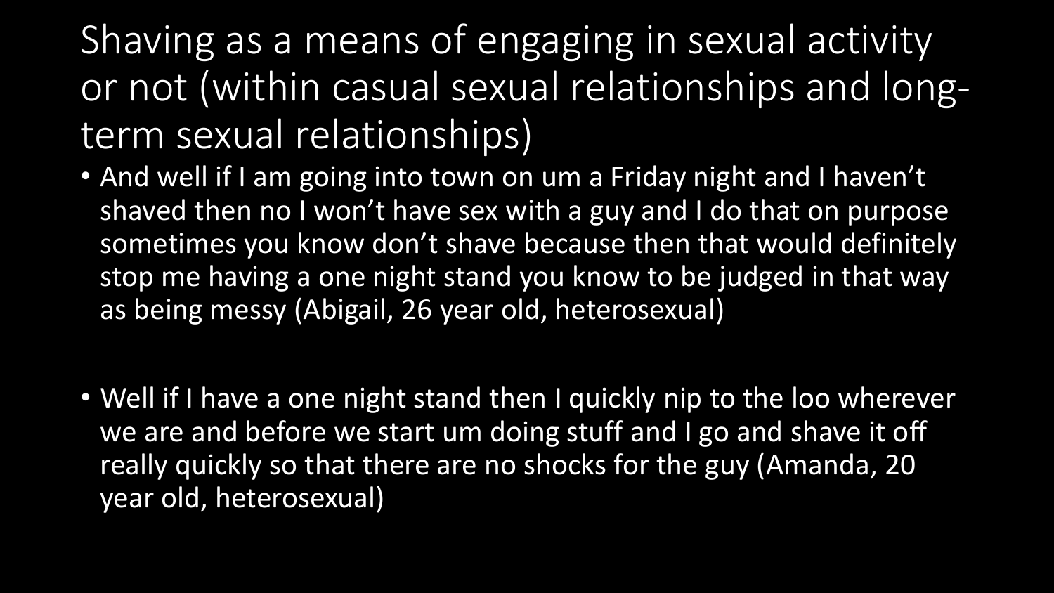# Shaving as a means of engaging in sexual activity or not (within casual sexual relationships and long-term sexual relationships)

- And well if I am going into town on um a Friday night and I haven't shaved then no I won't have sex with a guy and I do that on purpose sometimes you know don't shave because then that would definitely stop me having a one night stand you know to be judged in that way as being messy (Abigail, 26 year old, heterosexual)

- Well if I have a one night stand then I quickly nip to the loo wherever we are and before we start um doing stuff and I go and shave it off really quickly so that there are no shocks for the guy (Amanda, 20 year old, heterosexual)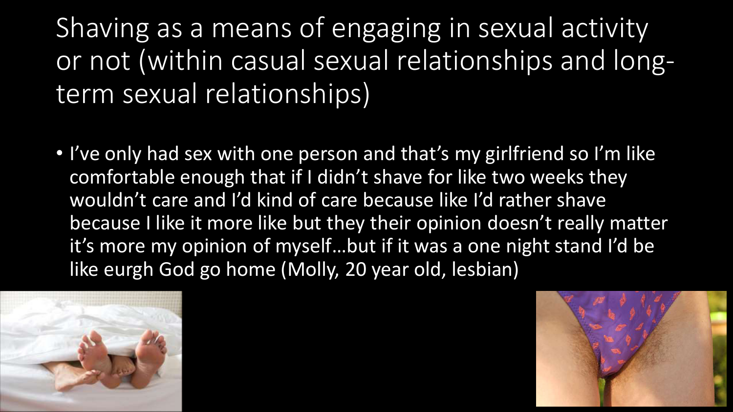# Shaving as a means of engaging in sexual activity or not (within casual sexual relationships and long-term sexual relationships)

- I've only had sex with one person and that's my girlfriend so I'm like comfortable enough that if I didn't shave for like two weeks they wouldn't care and I'd kind of care because like I'd rather shave because I like it more like but they their opinion doesn't really matter it's more my opinion of myself…but if it was a one night stand I'd be like eurgh God go home (Molly, 20 year old, lesbian)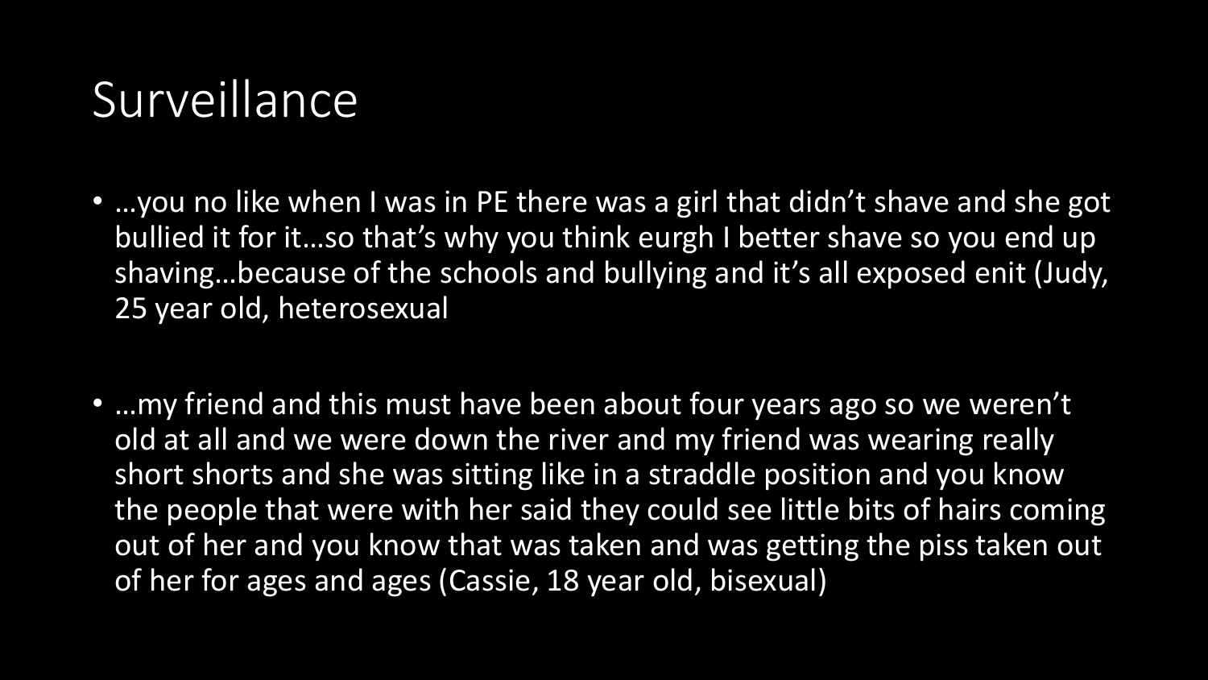# Surveillance

- …you no like when I was in PE there was a girl that didn't shave and she got bullied it for it…so that's why you think eurgh I better shave so you end up shaving…because of the schools and bullying and it's all exposed enit (Judy, 25 year old, heterosexual

- …my friend and this must have been about four years ago so we weren't old at all and we were down the river and my friend was wearing really short shorts and she was sitting like in a straddle position and you know the people that were with her said they could see little bits of hairs coming out of her and you know that was taken and was getting the piss taken out of her for ages and ages (Cassie, 18 year old, bisexual)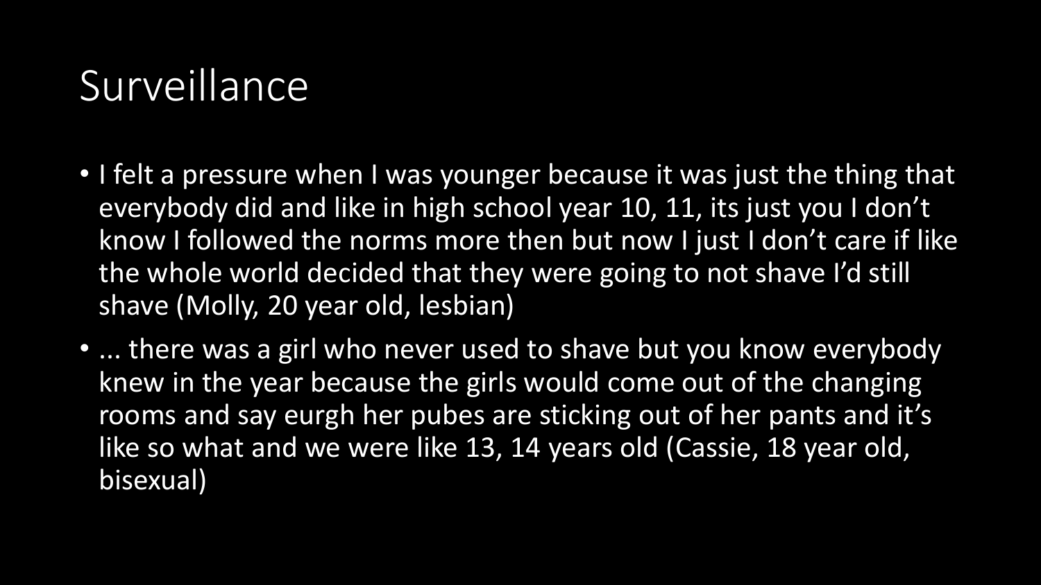# Surveillance

- I felt a pressure when I was younger because it was just the thing that everybody did and like in high school year 10, 11, its just you I don't know I followed the norms more then but now I just I don't care if like the whole world decided that they were going to not shave I'd still shave (Molly, 20 year old, lesbian)
- ... there was a girl who never used to shave but you know everybody knew in the year because the girls would come out of the changing rooms and say eurgh her pubes are sticking out of her pants and it's like so what and we were like 13, 14 years old (Cassie, 18 year old, bisexual)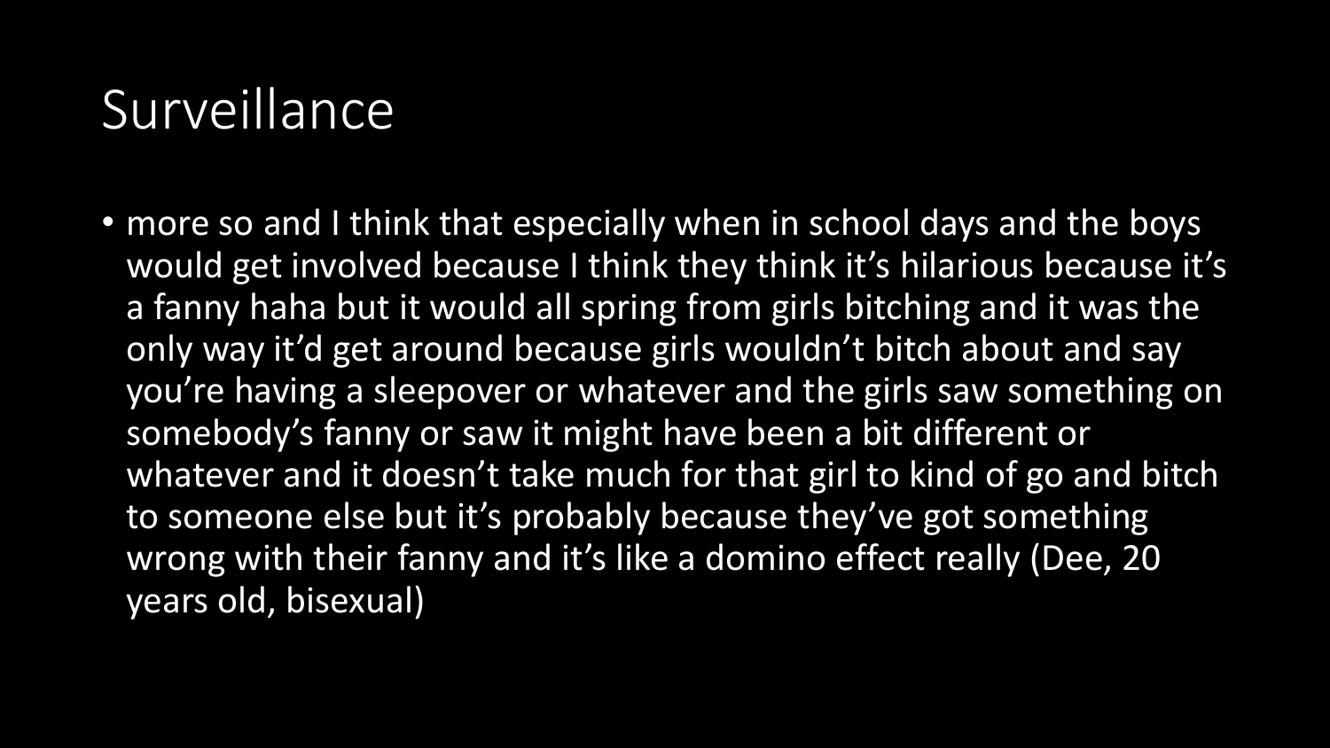# Surveillance

- more so and I think that especially when in school days and the boys would get involved because I think they think it's hilarious because it's a fanny haha but it would all spring from girls bitching and it was the only way it'd get around because girls wouldn't bitch about and say you're having a sleepover or whatever and the girls saw something on somebody's fanny or saw it might have been a bit different or whatever and it doesn't take much for that girl to kind of go and bitch to someone else but it's probably because they've got something wrong with their fanny and it's like a domino effect really (Dee, 20 years old, bisexual)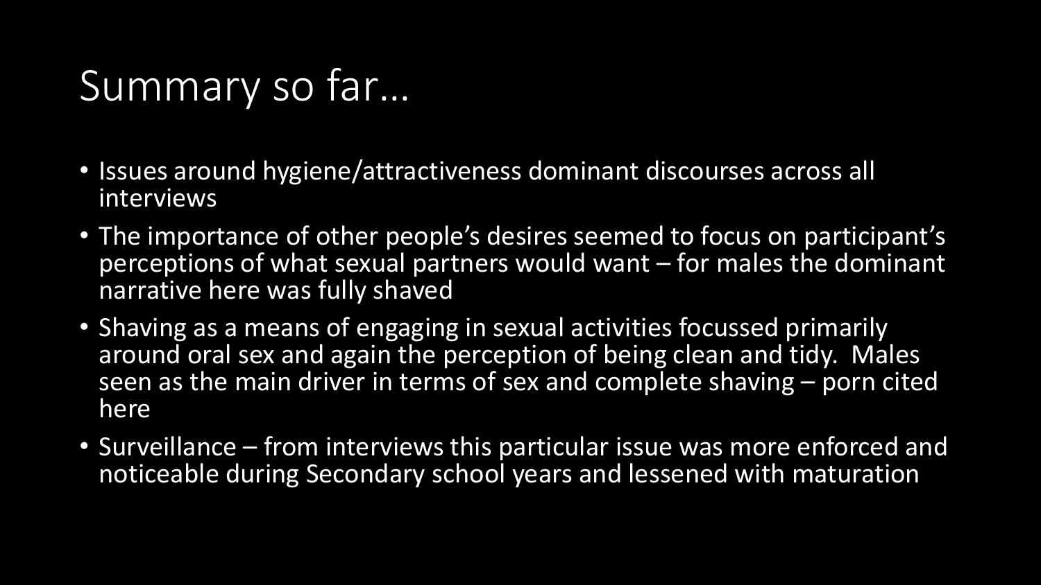# Summary so far…

- Issues around hygiene/attractiveness dominant discourses across all interviews
- The importance of other people's desires seemed to focus on participant's perceptions of what sexual partners would want – for males the dominant narrative here was fully shaved
- Shaving as a means of engaging in sexual activities focussed primarily around oral sex and again the perception of being clean and tidy. Males seen as the main driver in terms of sex and complete shaving – porn cited here
- Surveillance – from interviews this particular issue was more enforced and noticeable during Secondary school years and lessened with maturation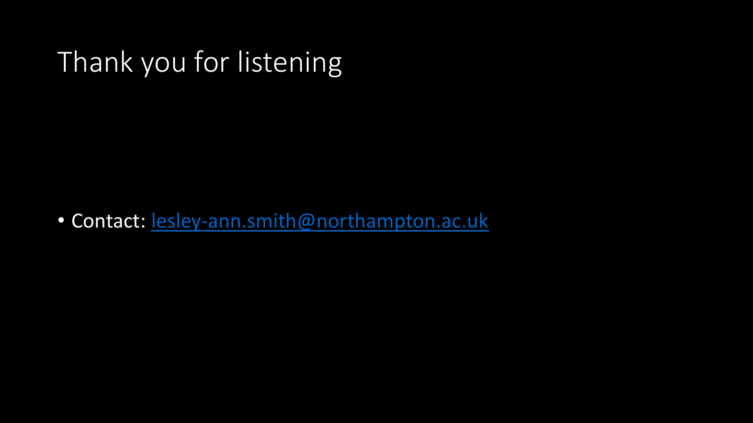# Thank you for listening

- Contact: lesley-ann.smith@northampton.ac.uk